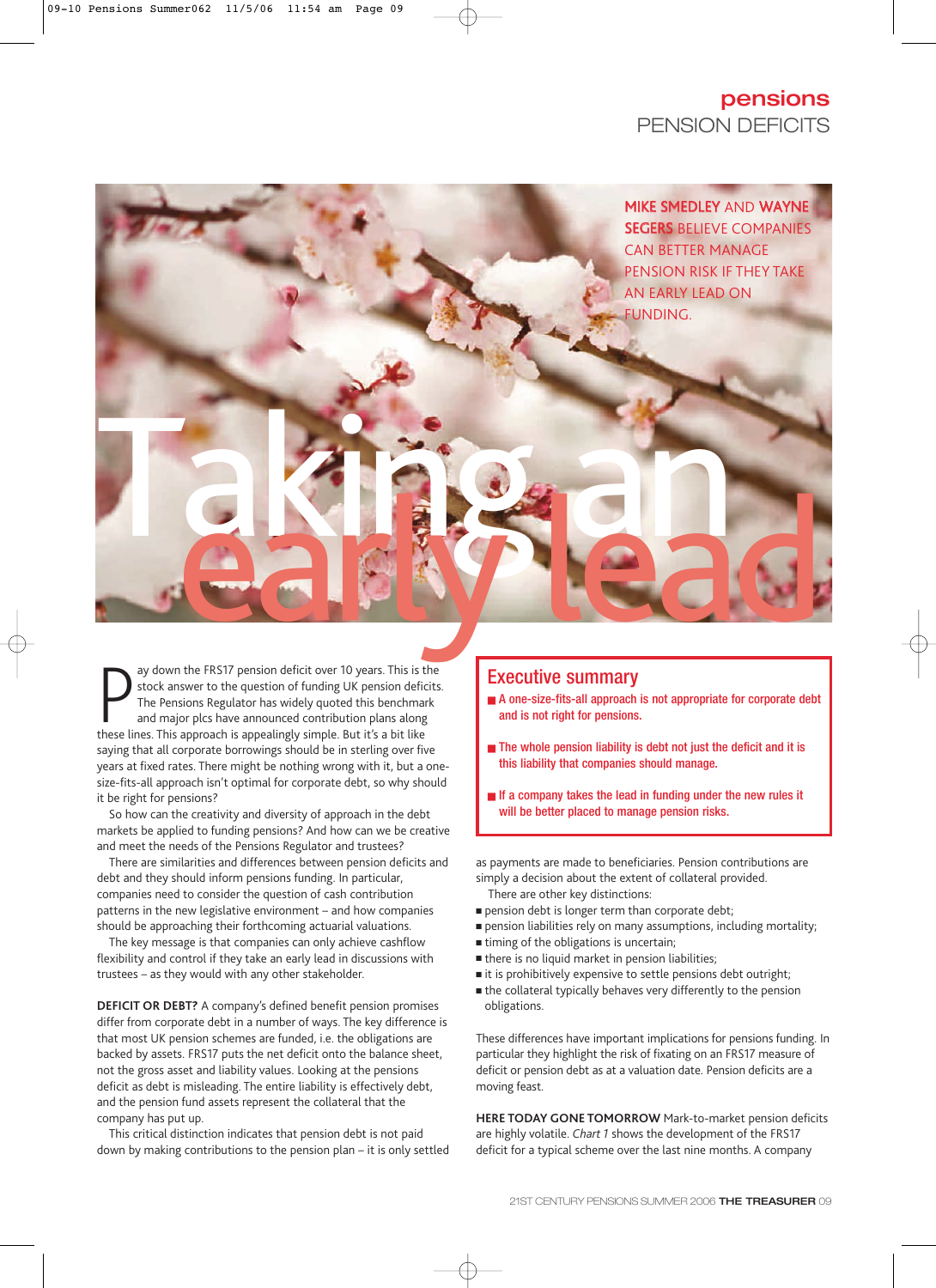# Taking an early lead

**MIKE SMEDLEY** AND **WAYNE SEGERS** BELIEVE COMPANIES CAN BETTER MANAGE PENSION RISK IF THEY TAKE AN EARLY LEAD ON FUNDING.

Pay down the FRS17 pension deficit over 10 years. This is the stock answer to the question of funding UK pension deficits. The Pensions Regulator has widely quoted this benchmark and major plcs have announced contribution plans along these lines. This approach is appealingly simple. But it's a bit like saying that all corporate borrowings should be in sterling over five years at fixed rates. There might be nothing wrong with it, but a one-size-fits-all approach isn't optimal for corporate debt, so why should it be right for pensions?

So how can the creativity and diversity of approach in the debt markets be applied to funding pensions? And how can we be creative and meet the needs of the Pensions Regulator and trustees?

There are similarities and differences between pension deficits and debt and they should inform pensions funding. In particular, companies need to consider the question of cash contribution patterns in the new legislative environment – and how companies should be approaching their forthcoming actuarial valuations.

The key message is that companies can only achieve cashflow flexibility and control if they take an early lead in discussions with trustees – as they would with any other stakeholder.

**DEFICIT OR DEBT?** A company's defined benefit pension promises differ from corporate debt in a number of ways. The key difference is that most UK pension schemes are funded, i.e. the obligations are backed by assets. FRS17 puts the net deficit onto the balance sheet, not the gross asset and liability values. Looking at the pensions deficit as debt is misleading. The entire liability is effectively debt, and the pension fund assets represent the collateral that the company has put up.

This critical distinction indicates that pension debt is not paid down by making contributions to the pension plan – it is only settled as payments are made to beneficiaries. Pension contributions are simply a decision about the extent of collateral provided.

There are other key distinctions:

- pension debt is longer term than corporate debt;
- pension liabilities rely on many assumptions, including mortality;
- timing of the obligations is uncertain;
- there is no liquid market in pension liabilities;
- it is prohibitively expensive to settle pensions debt outright;
- the collateral typically behaves very differently to the pension obligations.

These differences have important implications for pensions funding. In particular they highlight the risk of fixating on an FRS17 measure of deficit or pension debt as at a valuation date. Pension deficits are a moving feast.

**HERE TODAY GONE TOMORROW** Mark-to-market pension deficits are highly volatile. *Chart 1* shows the development of the FRS17 deficit for a typical scheme over the last nine months. A company

## Executive summary

- A one-size-fits-all approach is not appropriate for corporate debt and is not right for pensions.
- The whole pension liability is debt not just the deficit and it is this liability that companies should manage.
- If a company takes the lead in funding under the new rules it will be better placed to manage pension risks.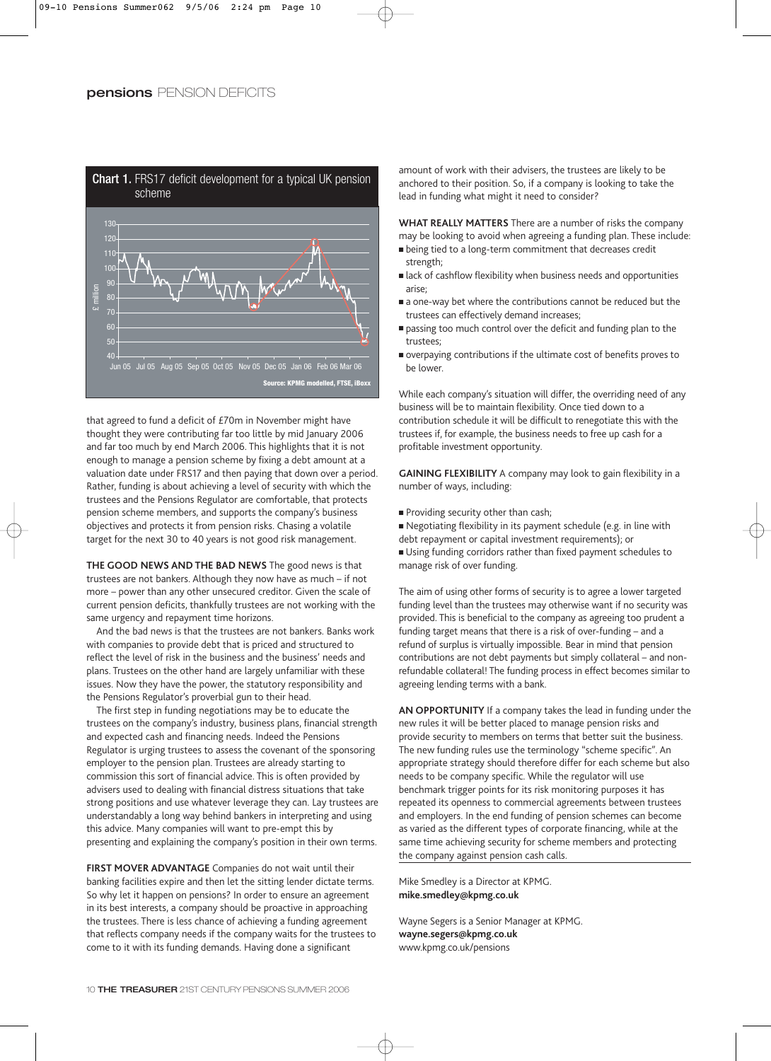## pensions PENSION DEFICITS

**Chart 1.** FRS17 deficit development for a typical UK pension scheme

130
120
110
100
90
80
70
60
50
40

£ million

Jun 05 Jul 05 Aug 05 Sep 05 Oct 05 Nov 05 Dec 05 Jan 06 Feb 06 Mar 06

Source: KPMG modelled, FTSE, iBoxx

that agreed to fund a deficit of £70m in November might have thought they were contributing far too little by mid January 2006 and far too much by end March 2006. This highlights that it is not enough to manage a pension scheme by fixing a debt amount at a valuation date under FRS17 and then paying that down over a period. Rather, funding is about achieving a level of security with which the trustees and the Pensions Regulator are comfortable, that protects pension scheme members, and supports the company's business objectives and protects it from pension risks. Chasing a volatile target for the next 30 to 40 years is not good risk management.

**THE GOOD NEWS AND THE BAD NEWS** The good news is that trustees are not bankers. Although they now have as much – if not more – power than any other unsecured creditor. Given the scale of current pension deficits, thankfully trustees are not working with the same urgency and repayment time horizons.

And the bad news is that the trustees are not bankers. Banks work with companies to provide debt that is priced and structured to reflect the level of risk in the business and the business' needs and plans. Trustees on the other hand are largely unfamiliar with these issues. Now they have the power, the statutory responsibility and the Pensions Regulator's proverbial gun to their head.

The first step in funding negotiations may be to educate the trustees on the company's industry, business plans, financial strength and expected cash and financing needs. Indeed the Pensions Regulator is urging trustees to assess the covenant of the sponsoring employer to the pension plan. Trustees are already starting to commission this sort of financial advice. This is often provided by advisers used to dealing with financial distress situations that take strong positions and use whatever leverage they can. Lay trustees are understandably a long way behind bankers in interpreting and using this advice. Many companies will want to pre-empt this by presenting and explaining the company's position in their own terms.

**FIRST MOVER ADVANTAGE** Companies do not wait until their banking facilities expire and then let the sitting lender dictate terms. So why let it happen on pensions? In order to ensure an agreement in its best interests, a company should be proactive in approaching the trustees. There is less chance of achieving a funding agreement that reflects company needs if the company waits for the trustees to come to it with its funding demands. Having done a significant amount of work with their advisers, the trustees are likely to be anchored to their position. So, if a company is looking to take the lead in funding what might it need to consider?

**WHAT REALLY MATTERS** There are a number of risks the company may be looking to avoid when agreeing a funding plan. These include:

- being tied to a long-term commitment that decreases credit strength;
- lack of cashflow flexibility when business needs and opportunities arise;
- a one-way bet where the contributions cannot be reduced but the trustees can effectively demand increases;
- passing too much control over the deficit and funding plan to the trustees;
- overpaying contributions if the ultimate cost of benefits proves to be lower.

While each company's situation will differ, the overriding need of any business will be to maintain flexibility. Once tied down to a contribution schedule it will be difficult to renegotiate this with the trustees if, for example, the business needs to free up cash for a profitable investment opportunity.

**GAINING FLEXIBILITY** A company may look to gain flexibility in a number of ways, including:

- Providing security other than cash;
- Negotiating flexibility in its payment schedule (e.g. in line with debt repayment or capital investment requirements); or
- Using funding corridors rather than fixed payment schedules to manage risk of over funding.

The aim of using other forms of security is to agree a lower targeted funding level than the trustees may otherwise want if no security was provided. This is beneficial to the company as agreeing too prudent a funding target means that there is a risk of over-funding – and a refund of surplus is virtually impossible. Bear in mind that pension contributions are not debt payments but simply collateral – and non-refundable collateral! The funding process in effect becomes similar to agreeing lending terms with a bank.

**AN OPPORTUNITY** If a company takes the lead in funding under the new rules it will be better placed to manage pension risks and provide security to members on terms that better suit the business. The new funding rules use the terminology "scheme specific". An appropriate strategy should therefore differ for each scheme but also needs to be company specific. While the regulator will use benchmark trigger points for its risk monitoring purposes it has repeated its openness to commercial agreements between trustees and employers. In the end funding of pension schemes can become as varied as the different types of corporate financing, while at the same time achieving security for scheme members and protecting the company against pension cash calls.

Mike Smedley is a Director at KPMG.
**mike.smedley@kpmg.co.uk**

Wayne Segers is a Senior Manager at KPMG.
**wayne.segers@kpmg.co.uk**
www.kpmg.co.uk/pensions